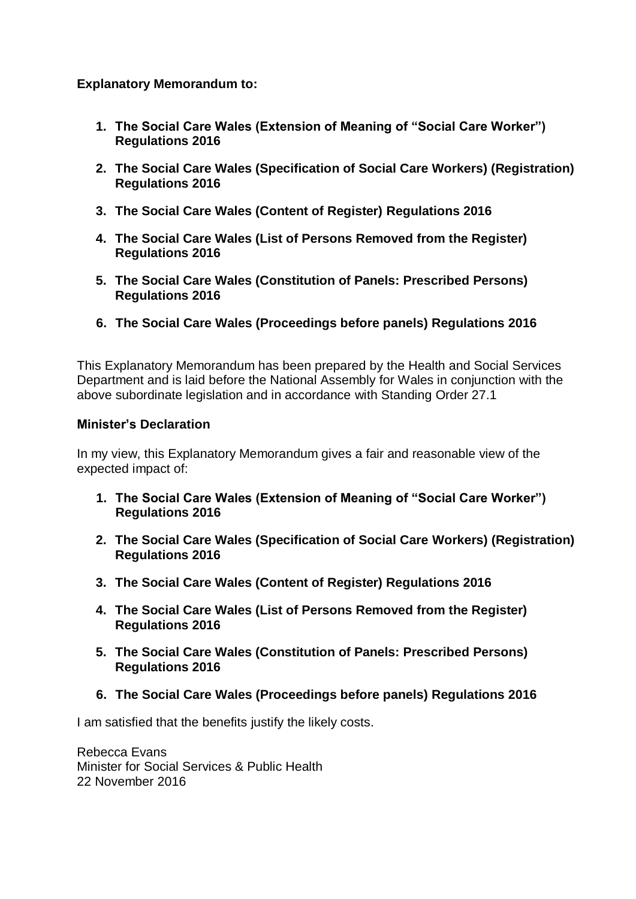**Explanatory Memorandum to:**

1. **The Social Care Wales (Extension of Meaning of "Social Care Worker") Regulations 2016**
2. **The Social Care Wales (Specification of Social Care Workers) (Registration) Regulations 2016**
3. **The Social Care Wales (Content of Register) Regulations 2016**
4. **The Social Care Wales (List of Persons Removed from the Register) Regulations 2016**
5. **The Social Care Wales (Constitution of Panels: Prescribed Persons) Regulations 2016**
6. **The Social Care Wales (Proceedings before panels) Regulations 2016**

This Explanatory Memorandum has been prepared by the Health and Social Services Department and is laid before the National Assembly for Wales in conjunction with the above subordinate legislation and in accordance with Standing Order 27.1

**Minister's Declaration**

In my view, this Explanatory Memorandum gives a fair and reasonable view of the expected impact of:

1. **The Social Care Wales (Extension of Meaning of "Social Care Worker") Regulations 2016**
2. **The Social Care Wales (Specification of Social Care Workers) (Registration) Regulations 2016**
3. **The Social Care Wales (Content of Register) Regulations 2016**
4. **The Social Care Wales (List of Persons Removed from the Register) Regulations 2016**
5. **The Social Care Wales (Constitution of Panels: Prescribed Persons) Regulations 2016**
6. **The Social Care Wales (Proceedings before panels) Regulations 2016**

I am satisfied that the benefits justify the likely costs.

Rebecca Evans
Minister for Social Services & Public Health
22 November 2016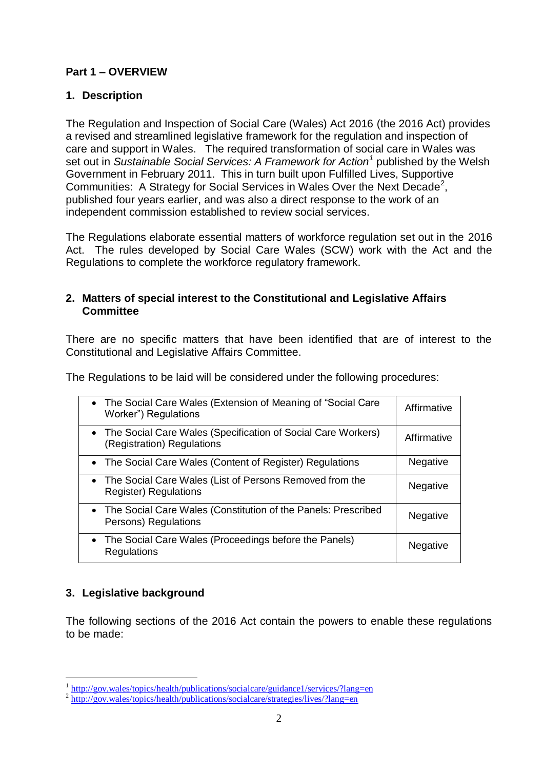## Part 1 – OVERVIEW

### 1. Description

The Regulation and Inspection of Social Care (Wales) Act 2016 (the 2016 Act) provides a revised and streamlined legislative framework for the regulation and inspection of care and support in Wales. The required transformation of social care in Wales was set out in *Sustainable Social Services: A Framework for Action*[1] published by the Welsh Government in February 2011. This in turn built upon Fulfilled Lives, Supportive Communities: A Strategy for Social Services in Wales Over the Next Decade[2], published four years earlier, and was also a direct response to the work of an independent commission established to review social services.

The Regulations elaborate essential matters of workforce regulation set out in the 2016 Act. The rules developed by Social Care Wales (SCW) work with the Act and the Regulations to complete the workforce regulatory framework.

### 2. Matters of special interest to the Constitutional and Legislative Affairs Committee

There are no specific matters that have been identified that are of interest to the Constitutional and Legislative Affairs Committee.

The Regulations to be laid will be considered under the following procedures:

| Regulations | Procedure |
|---|---|
| • The Social Care Wales (Extension of Meaning of "Social Care Worker") Regulations | Affirmative |
| • The Social Care Wales (Specification of Social Care Workers) (Registration) Regulations | Affirmative |
| • The Social Care Wales (Content of Register) Regulations | Negative |
| • The Social Care Wales (List of Persons Removed from the Register) Regulations | Negative |
| • The Social Care Wales (Constitution of the Panels: Prescribed Persons) Regulations | Negative |
| • The Social Care Wales (Proceedings before the Panels) Regulations | Negative |

### 3. Legislative background

The following sections of the 2016 Act contain the powers to enable these regulations to be made:

[1] http://gov.wales/topics/health/publications/socialcare/guidance1/services/?lang=en
[2] http://gov.wales/topics/health/publications/socialcare/strategies/lives/?lang=en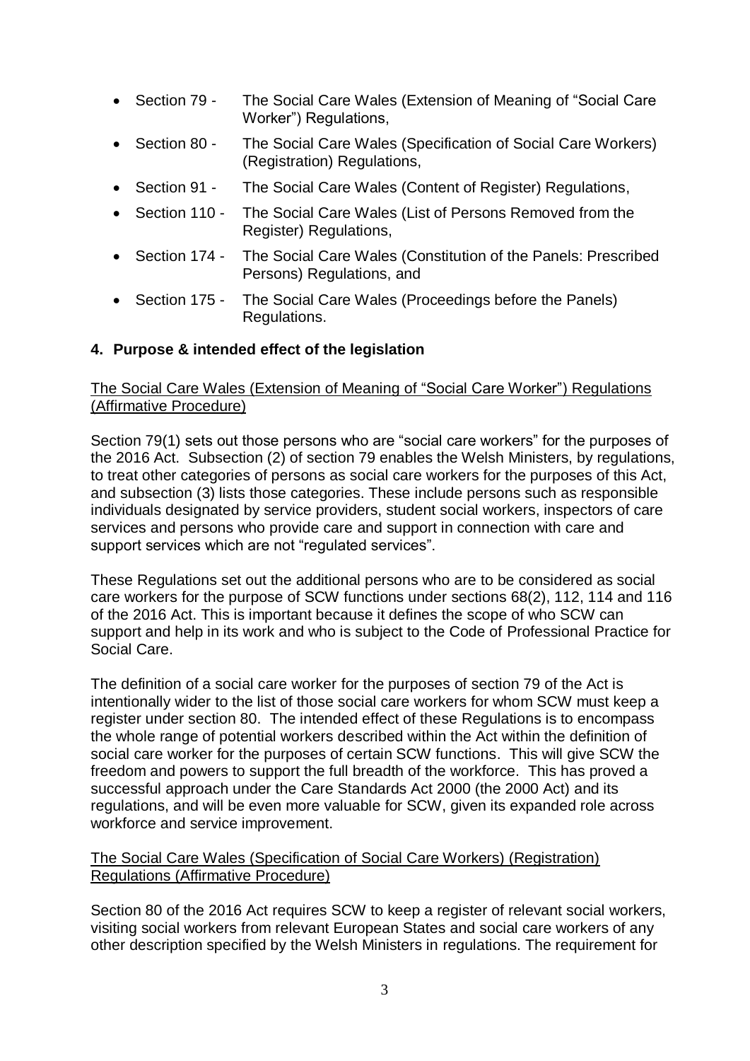- Section 79 - The Social Care Wales (Extension of Meaning of "Social Care Worker") Regulations,
- Section 80 - The Social Care Wales (Specification of Social Care Workers) (Registration) Regulations,
- Section 91 - The Social Care Wales (Content of Register) Regulations,
- Section 110 - The Social Care Wales (List of Persons Removed from the Register) Regulations,
- Section 174 - The Social Care Wales (Constitution of the Panels: Prescribed Persons) Regulations, and
- Section 175 - The Social Care Wales (Proceedings before the Panels) Regulations.

## 4. Purpose & intended effect of the legislation

The Social Care Wales (Extension of Meaning of "Social Care Worker") Regulations (Affirmative Procedure)

Section 79(1) sets out those persons who are "social care workers" for the purposes of the 2016 Act. Subsection (2) of section 79 enables the Welsh Ministers, by regulations, to treat other categories of persons as social care workers for the purposes of this Act, and subsection (3) lists those categories. These include persons such as responsible individuals designated by service providers, student social workers, inspectors of care services and persons who provide care and support in connection with care and support services which are not "regulated services".

These Regulations set out the additional persons who are to be considered as social care workers for the purpose of SCW functions under sections 68(2), 112, 114 and 116 of the 2016 Act. This is important because it defines the scope of who SCW can support and help in its work and who is subject to the Code of Professional Practice for Social Care.

The definition of a social care worker for the purposes of section 79 of the Act is intentionally wider to the list of those social care workers for whom SCW must keep a register under section 80. The intended effect of these Regulations is to encompass the whole range of potential workers described within the Act within the definition of social care worker for the purposes of certain SCW functions. This will give SCW the freedom and powers to support the full breadth of the workforce. This has proved a successful approach under the Care Standards Act 2000 (the 2000 Act) and its regulations, and will be even more valuable for SCW, given its expanded role across workforce and service improvement.

The Social Care Wales (Specification of Social Care Workers) (Registration) Regulations (Affirmative Procedure)

Section 80 of the 2016 Act requires SCW to keep a register of relevant social workers, visiting social workers from relevant European States and social care workers of any other description specified by the Welsh Ministers in regulations. The requirement for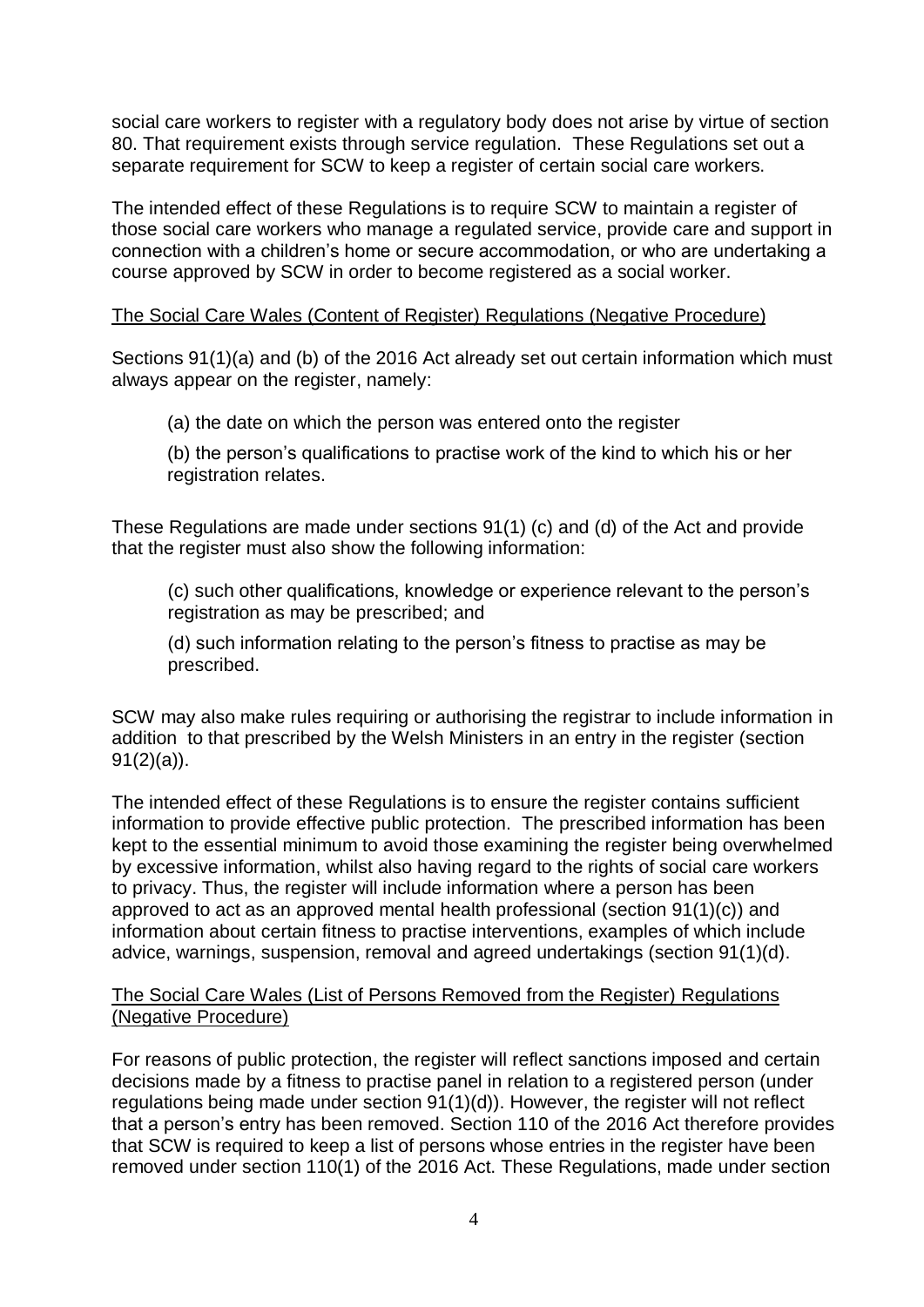social care workers to register with a regulatory body does not arise by virtue of section 80. That requirement exists through service regulation. These Regulations set out a separate requirement for SCW to keep a register of certain social care workers.

The intended effect of these Regulations is to require SCW to maintain a register of those social care workers who manage a regulated service, provide care and support in connection with a children's home or secure accommodation, or who are undertaking a course approved by SCW in order to become registered as a social worker.

The Social Care Wales (Content of Register) Regulations (Negative Procedure)

Sections 91(1)(a) and (b) of the 2016 Act already set out certain information which must always appear on the register, namely:

(a) the date on which the person was entered onto the register

(b) the person's qualifications to practise work of the kind to which his or her registration relates.

These Regulations are made under sections 91(1) (c) and (d) of the Act and provide that the register must also show the following information:

(c) such other qualifications, knowledge or experience relevant to the person's registration as may be prescribed; and

(d) such information relating to the person's fitness to practise as may be prescribed.

SCW may also make rules requiring or authorising the registrar to include information in addition to that prescribed by the Welsh Ministers in an entry in the register (section 91(2)(a)).

The intended effect of these Regulations is to ensure the register contains sufficient information to provide effective public protection. The prescribed information has been kept to the essential minimum to avoid those examining the register being overwhelmed by excessive information, whilst also having regard to the rights of social care workers to privacy. Thus, the register will include information where a person has been approved to act as an approved mental health professional (section 91(1)(c)) and information about certain fitness to practise interventions, examples of which include advice, warnings, suspension, removal and agreed undertakings (section 91(1)(d).

The Social Care Wales (List of Persons Removed from the Register) Regulations (Negative Procedure)

For reasons of public protection, the register will reflect sanctions imposed and certain decisions made by a fitness to practise panel in relation to a registered person (under regulations being made under section 91(1)(d)). However, the register will not reflect that a person's entry has been removed. Section 110 of the 2016 Act therefore provides that SCW is required to keep a list of persons whose entries in the register have been removed under section 110(1) of the 2016 Act. These Regulations, made under section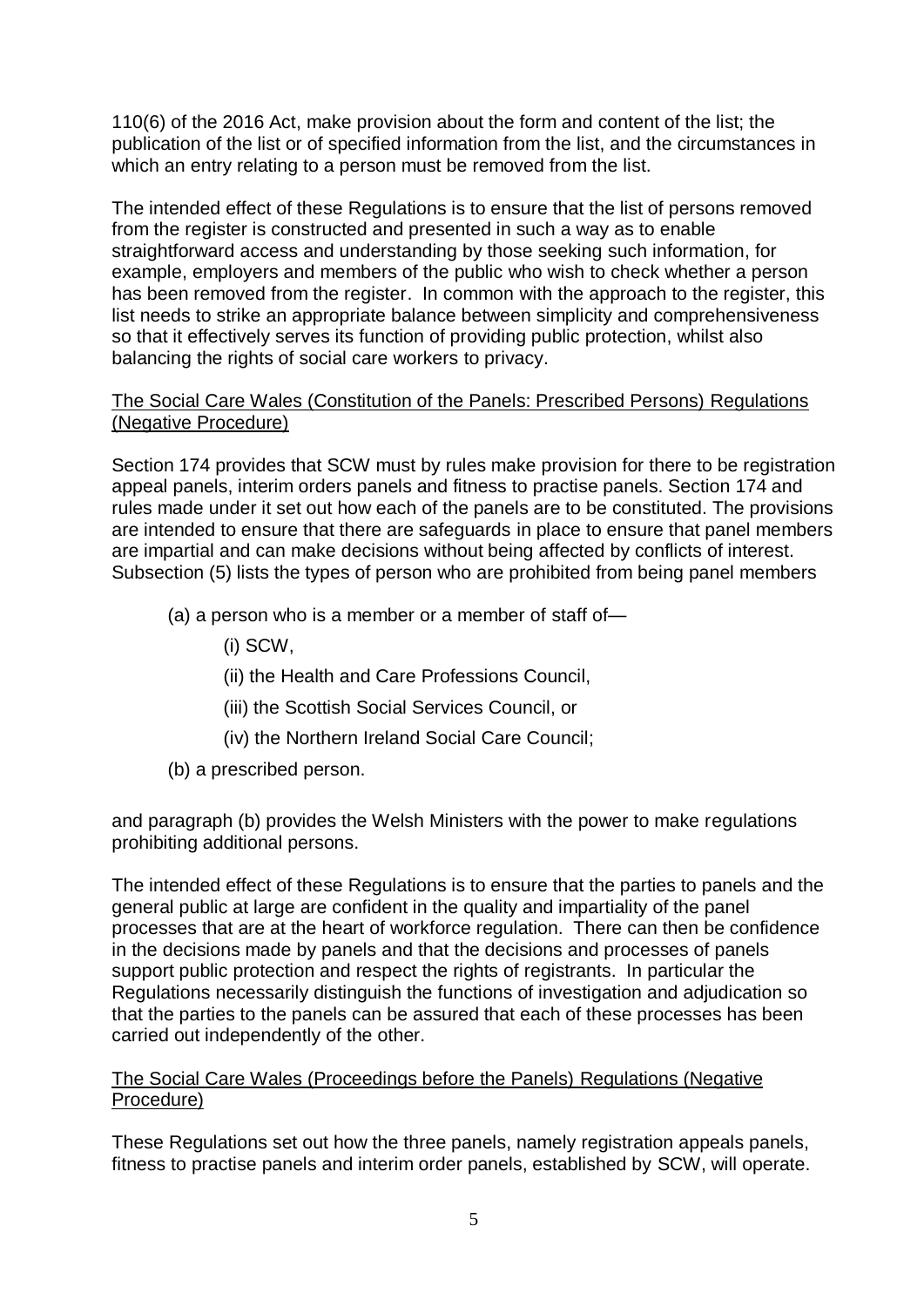110(6) of the 2016 Act, make provision about the form and content of the list; the publication of the list or of specified information from the list, and the circumstances in which an entry relating to a person must be removed from the list.

The intended effect of these Regulations is to ensure that the list of persons removed from the register is constructed and presented in such a way as to enable straightforward access and understanding by those seeking such information, for example, employers and members of the public who wish to check whether a person has been removed from the register. In common with the approach to the register, this list needs to strike an appropriate balance between simplicity and comprehensiveness so that it effectively serves its function of providing public protection, whilst also balancing the rights of social care workers to privacy.

<u>The Social Care Wales (Constitution of the Panels: Prescribed Persons) Regulations (Negative Procedure)</u>

Section 174 provides that SCW must by rules make provision for there to be registration appeal panels, interim orders panels and fitness to practise panels. Section 174 and rules made under it set out how each of the panels are to be constituted. The provisions are intended to ensure that there are safeguards in place to ensure that panel members are impartial and can make decisions without being affected by conflicts of interest. Subsection (5) lists the types of person who are prohibited from being panel members

(a) a person who is a member or a member of staff of—

(i) SCW,

(ii) the Health and Care Professions Council,

(iii) the Scottish Social Services Council, or

(iv) the Northern Ireland Social Care Council;

(b) a prescribed person.

and paragraph (b) provides the Welsh Ministers with the power to make regulations prohibiting additional persons.

The intended effect of these Regulations is to ensure that the parties to panels and the general public at large are confident in the quality and impartiality of the panel processes that are at the heart of workforce regulation. There can then be confidence in the decisions made by panels and that the decisions and processes of panels support public protection and respect the rights of registrants. In particular the Regulations necessarily distinguish the functions of investigation and adjudication so that the parties to the panels can be assured that each of these processes has been carried out independently of the other.

<u>The Social Care Wales (Proceedings before the Panels) Regulations (Negative Procedure)</u>

These Regulations set out how the three panels, namely registration appeals panels, fitness to practise panels and interim order panels, established by SCW, will operate.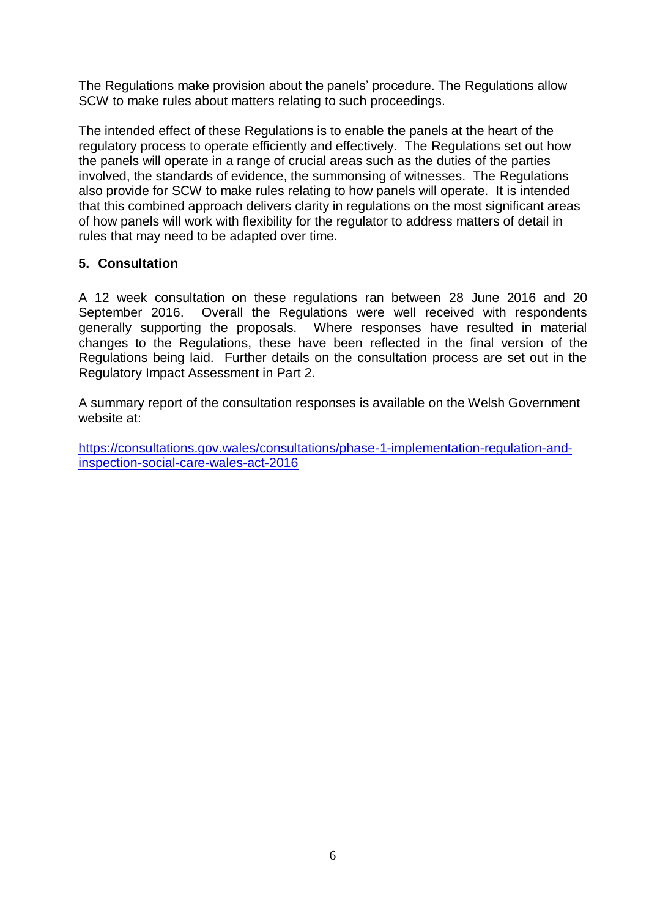The Regulations make provision about the panels' procedure. The Regulations allow SCW to make rules about matters relating to such proceedings.

The intended effect of these Regulations is to enable the panels at the heart of the regulatory process to operate efficiently and effectively. The Regulations set out how the panels will operate in a range of crucial areas such as the duties of the parties involved, the standards of evidence, the summonsing of witnesses. The Regulations also provide for SCW to make rules relating to how panels will operate. It is intended that this combined approach delivers clarity in regulations on the most significant areas of how panels will work with flexibility for the regulator to address matters of detail in rules that may need to be adapted over time.

**5. Consultation**

A 12 week consultation on these regulations ran between 28 June 2016 and 20 September 2016. Overall the Regulations were well received with respondents generally supporting the proposals. Where responses have resulted in material changes to the Regulations, these have been reflected in the final version of the Regulations being laid. Further details on the consultation process are set out in the Regulatory Impact Assessment in Part 2.

A summary report of the consultation responses is available on the Welsh Government website at:

[https://consultations.gov.wales/consultations/phase-1-implementation-regulation-and-inspection-social-care-wales-act-2016](https://consultations.gov.wales/consultations/phase-1-implementation-regulation-and-inspection-social-care-wales-act-2016)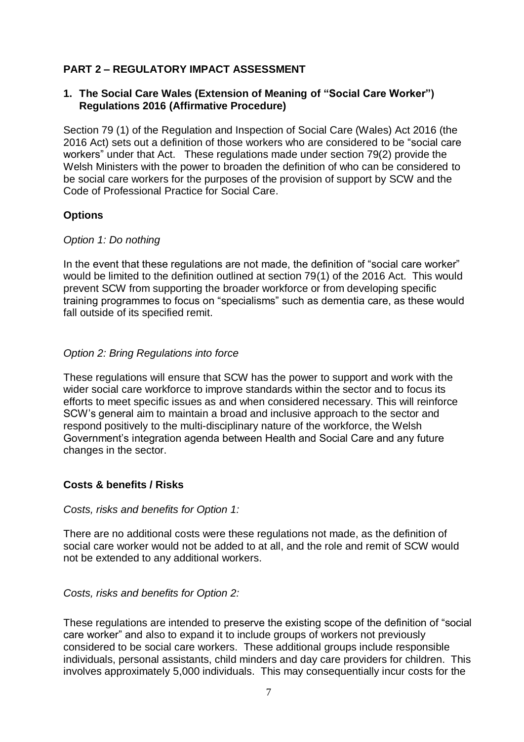## PART 2 – REGULATORY IMPACT ASSESSMENT

### 1. The Social Care Wales (Extension of Meaning of "Social Care Worker") Regulations 2016 (Affirmative Procedure)

Section 79 (1) of the Regulation and Inspection of Social Care (Wales) Act 2016 (the 2016 Act) sets out a definition of those workers who are considered to be "social care workers" under that Act. These regulations made under section 79(2) provide the Welsh Ministers with the power to broaden the definition of who can be considered to be social care workers for the purposes of the provision of support by SCW and the Code of Professional Practice for Social Care.

#### Options

*Option 1: Do nothing*

In the event that these regulations are not made, the definition of "social care worker" would be limited to the definition outlined at section 79(1) of the 2016 Act. This would prevent SCW from supporting the broader workforce or from developing specific training programmes to focus on "specialisms" such as dementia care, as these would fall outside of its specified remit.

*Option 2: Bring Regulations into force*

These regulations will ensure that SCW has the power to support and work with the wider social care workforce to improve standards within the sector and to focus its efforts to meet specific issues as and when considered necessary. This will reinforce SCW's general aim to maintain a broad and inclusive approach to the sector and respond positively to the multi-disciplinary nature of the workforce, the Welsh Government's integration agenda between Health and Social Care and any future changes in the sector.

#### Costs & benefits / Risks

*Costs, risks and benefits for Option 1:*

There are no additional costs were these regulations not made, as the definition of social care worker would not be added to at all, and the role and remit of SCW would not be extended to any additional workers.

*Costs, risks and benefits for Option 2:*

These regulations are intended to preserve the existing scope of the definition of "social care worker" and also to expand it to include groups of workers not previously considered to be social care workers. These additional groups include responsible individuals, personal assistants, child minders and day care providers for children. This involves approximately 5,000 individuals. This may consequentially incur costs for the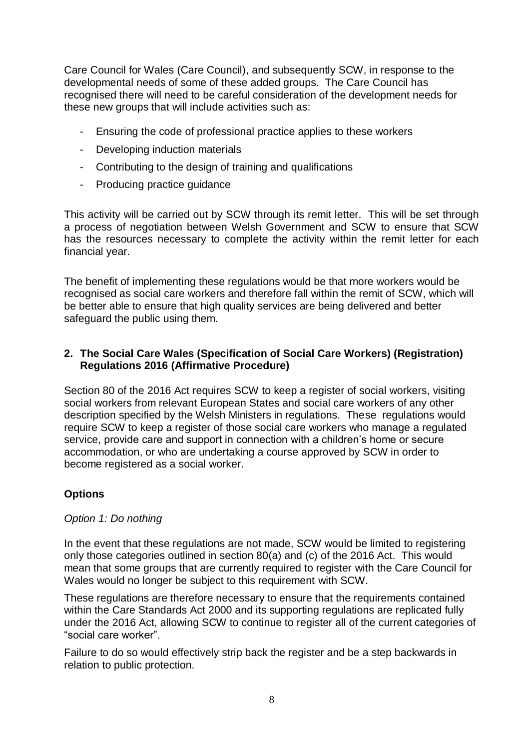Care Council for Wales (Care Council), and subsequently SCW, in response to the developmental needs of some of these added groups. The Care Council has recognised there will need to be careful consideration of the development needs for these new groups that will include activities such as:

- Ensuring the code of professional practice applies to these workers
- Developing induction materials
- Contributing to the design of training and qualifications
- Producing practice guidance

This activity will be carried out by SCW through its remit letter. This will be set through a process of negotiation between Welsh Government and SCW to ensure that SCW has the resources necessary to complete the activity within the remit letter for each financial year.

The benefit of implementing these regulations would be that more workers would be recognised as social care workers and therefore fall within the remit of SCW, which will be better able to ensure that high quality services are being delivered and better safeguard the public using them.

## 2. The Social Care Wales (Specification of Social Care Workers) (Registration) Regulations 2016 (Affirmative Procedure)

Section 80 of the 2016 Act requires SCW to keep a register of social workers, visiting social workers from relevant European States and social care workers of any other description specified by the Welsh Ministers in regulations. These regulations would require SCW to keep a register of those social care workers who manage a regulated service, provide care and support in connection with a children's home or secure accommodation, or who are undertaking a course approved by SCW in order to become registered as a social worker.

### Options

*Option 1: Do nothing*

In the event that these regulations are not made, SCW would be limited to registering only those categories outlined in section 80(a) and (c) of the 2016 Act. This would mean that some groups that are currently required to register with the Care Council for Wales would no longer be subject to this requirement with SCW.

These regulations are therefore necessary to ensure that the requirements contained within the Care Standards Act 2000 and its supporting regulations are replicated fully under the 2016 Act, allowing SCW to continue to register all of the current categories of "social care worker".

Failure to do so would effectively strip back the register and be a step backwards in relation to public protection.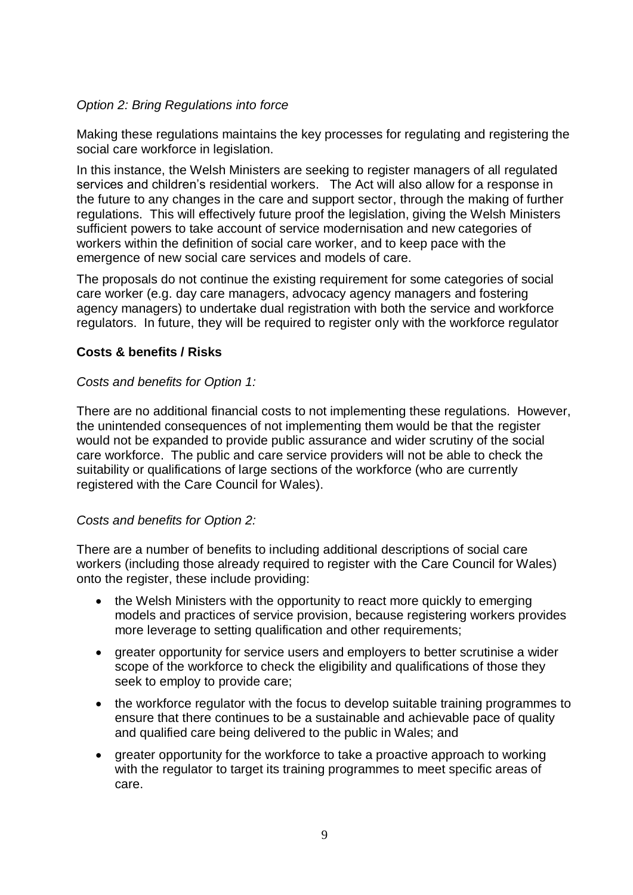*Option 2: Bring Regulations into force*

Making these regulations maintains the key processes for regulating and registering the social care workforce in legislation.

In this instance, the Welsh Ministers are seeking to register managers of all regulated services and children's residential workers. The Act will also allow for a response in the future to any changes in the care and support sector, through the making of further regulations. This will effectively future proof the legislation, giving the Welsh Ministers sufficient powers to take account of service modernisation and new categories of workers within the definition of social care worker, and to keep pace with the emergence of new social care services and models of care.

The proposals do not continue the existing requirement for some categories of social care worker (e.g. day care managers, advocacy agency managers and fostering agency managers) to undertake dual registration with both the service and workforce regulators. In future, they will be required to register only with the workforce regulator

**Costs & benefits / Risks**

*Costs and benefits for Option 1:*

There are no additional financial costs to not implementing these regulations. However, the unintended consequences of not implementing them would be that the register would not be expanded to provide public assurance and wider scrutiny of the social care workforce. The public and care service providers will not be able to check the suitability or qualifications of large sections of the workforce (who are currently registered with the Care Council for Wales).

*Costs and benefits for Option 2:*

There are a number of benefits to including additional descriptions of social care workers (including those already required to register with the Care Council for Wales) onto the register, these include providing:

- the Welsh Ministers with the opportunity to react more quickly to emerging models and practices of service provision, because registering workers provides more leverage to setting qualification and other requirements;
- greater opportunity for service users and employers to better scrutinise a wider scope of the workforce to check the eligibility and qualifications of those they seek to employ to provide care;
- the workforce regulator with the focus to develop suitable training programmes to ensure that there continues to be a sustainable and achievable pace of quality and qualified care being delivered to the public in Wales; and
- greater opportunity for the workforce to take a proactive approach to working with the regulator to target its training programmes to meet specific areas of care.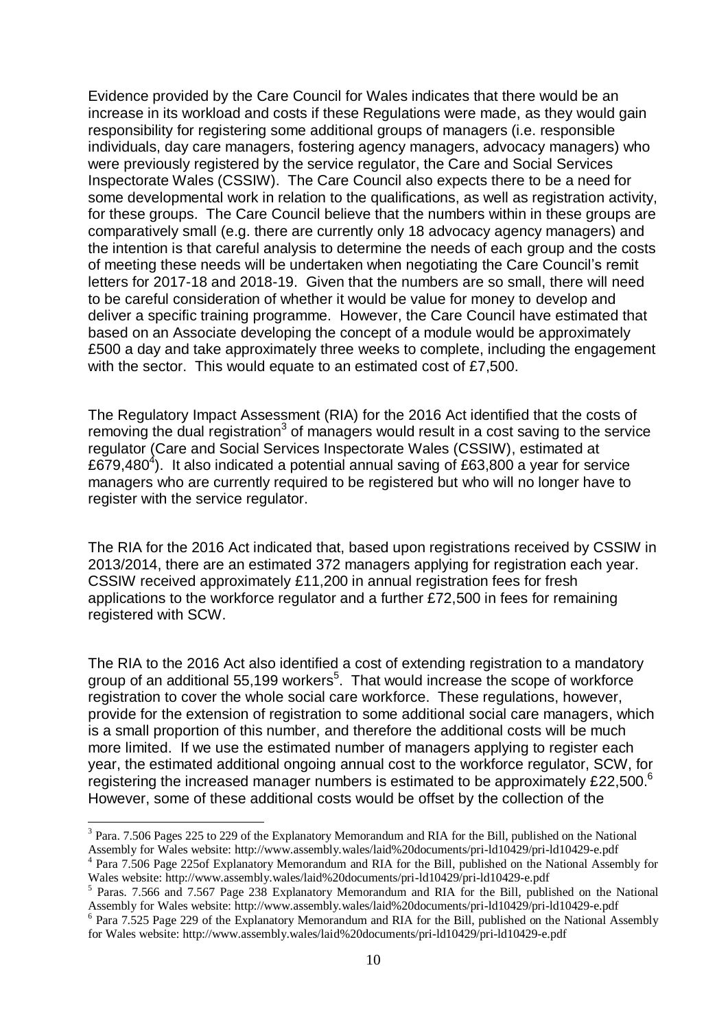Evidence provided by the Care Council for Wales indicates that there would be an increase in its workload and costs if these Regulations were made, as they would gain responsibility for registering some additional groups of managers (i.e. responsible individuals, day care managers, fostering agency managers, advocacy managers) who were previously registered by the service regulator, the Care and Social Services Inspectorate Wales (CSSIW). The Care Council also expects there to be a need for some developmental work in relation to the qualifications, as well as registration activity, for these groups. The Care Council believe that the numbers within in these groups are comparatively small (e.g. there are currently only 18 advocacy agency managers) and the intention is that careful analysis to determine the needs of each group and the costs of meeting these needs will be undertaken when negotiating the Care Council's remit letters for 2017-18 and 2018-19. Given that the numbers are so small, there will need to be careful consideration of whether it would be value for money to develop and deliver a specific training programme. However, the Care Council have estimated that based on an Associate developing the concept of a module would be approximately £500 a day and take approximately three weeks to complete, including the engagement with the sector. This would equate to an estimated cost of £7,500.

The Regulatory Impact Assessment (RIA) for the 2016 Act identified that the costs of removing the dual registration[3] of managers would result in a cost saving to the service regulator (Care and Social Services Inspectorate Wales (CSSIW), estimated at £679,480[4]). It also indicated a potential annual saving of £63,800 a year for service managers who are currently required to be registered but who will no longer have to register with the service regulator.

The RIA for the 2016 Act indicated that, based upon registrations received by CSSIW in 2013/2014, there are an estimated 372 managers applying for registration each year. CSSIW received approximately £11,200 in annual registration fees for fresh applications to the workforce regulator and a further £72,500 in fees for remaining registered with SCW.

The RIA to the 2016 Act also identified a cost of extending registration to a mandatory group of an additional 55,199 workers[5]. That would increase the scope of workforce registration to cover the whole social care workforce. These regulations, however, provide for the extension of registration to some additional social care managers, which is a small proportion of this number, and therefore the additional costs will be much more limited. If we use the estimated number of managers applying to register each year, the estimated additional ongoing annual cost to the workforce regulator, SCW, for registering the increased manager numbers is estimated to be approximately £22,500.[6] However, some of these additional costs would be offset by the collection of the

---

[3] Para. 7.506 Pages 225 to 229 of the Explanatory Memorandum and RIA for the Bill, published on the National Assembly for Wales website: http://www.assembly.wales/laid%20documents/pri-ld10429/pri-ld10429-e.pdf

[4] Para 7.506 Page 225of Explanatory Memorandum and RIA for the Bill, published on the National Assembly for Wales website: http://www.assembly.wales/laid%20documents/pri-ld10429/pri-ld10429-e.pdf

[5] Paras. 7.566 and 7.567 Page 238 Explanatory Memorandum and RIA for the Bill, published on the National Assembly for Wales website: http://www.assembly.wales/laid%20documents/pri-ld10429/pri-ld10429-e.pdf

[6] Para 7.525 Page 229 of the Explanatory Memorandum and RIA for the Bill, published on the National Assembly for Wales website: http://www.assembly.wales/laid%20documents/pri-ld10429/pri-ld10429-e.pdf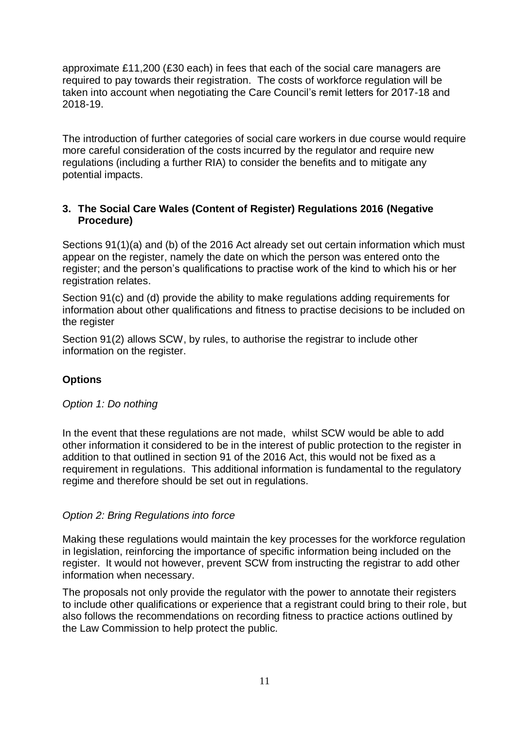approximate £11,200 (£30 each) in fees that each of the social care managers are required to pay towards their registration. The costs of workforce regulation will be taken into account when negotiating the Care Council's remit letters for 2017-18 and 2018-19.

The introduction of further categories of social care workers in due course would require more careful consideration of the costs incurred by the regulator and require new regulations (including a further RIA) to consider the benefits and to mitigate any potential impacts.

### 3. The Social Care Wales (Content of Register) Regulations 2016 (Negative Procedure)

Sections 91(1)(a) and (b) of the 2016 Act already set out certain information which must appear on the register, namely the date on which the person was entered onto the register; and the person's qualifications to practise work of the kind to which his or her registration relates.

Section 91(c) and (d) provide the ability to make regulations adding requirements for information about other qualifications and fitness to practise decisions to be included on the register

Section 91(2) allows SCW, by rules, to authorise the registrar to include other information on the register.

#### Options

*Option 1: Do nothing*

In the event that these regulations are not made, whilst SCW would be able to add other information it considered to be in the interest of public protection to the register in addition to that outlined in section 91 of the 2016 Act, this would not be fixed as a requirement in regulations. This additional information is fundamental to the regulatory regime and therefore should be set out in regulations.

*Option 2: Bring Regulations into force*

Making these regulations would maintain the key processes for the workforce regulation in legislation, reinforcing the importance of specific information being included on the register. It would not however, prevent SCW from instructing the registrar to add other information when necessary.

The proposals not only provide the regulator with the power to annotate their registers to include other qualifications or experience that a registrant could bring to their role, but also follows the recommendations on recording fitness to practice actions outlined by the Law Commission to help protect the public.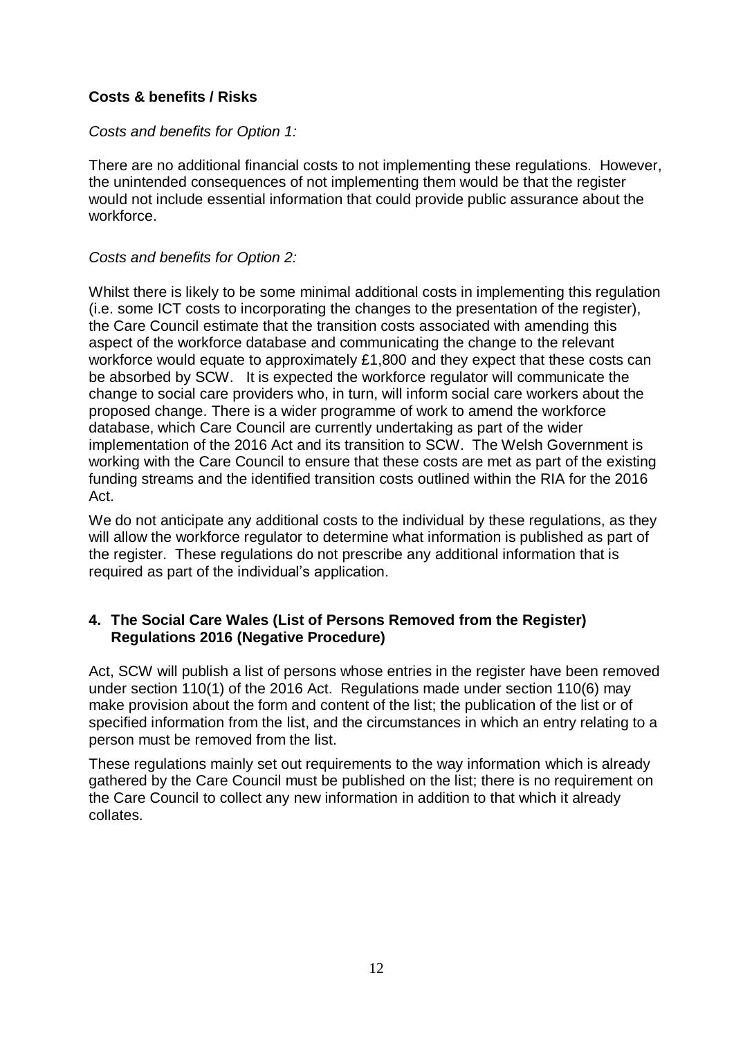**Costs & benefits / Risks**

*Costs and benefits for Option 1:*

There are no additional financial costs to not implementing these regulations. However, the unintended consequences of not implementing them would be that the register would not include essential information that could provide public assurance about the workforce.

*Costs and benefits for Option 2:*

Whilst there is likely to be some minimal additional costs in implementing this regulation (i.e. some ICT costs to incorporating the changes to the presentation of the register), the Care Council estimate that the transition costs associated with amending this aspect of the workforce database and communicating the change to the relevant workforce would equate to approximately £1,800 and they expect that these costs can be absorbed by SCW. It is expected the workforce regulator will communicate the change to social care providers who, in turn, will inform social care workers about the proposed change. There is a wider programme of work to amend the workforce database, which Care Council are currently undertaking as part of the wider implementation of the 2016 Act and its transition to SCW. The Welsh Government is working with the Care Council to ensure that these costs are met as part of the existing funding streams and the identified transition costs outlined within the RIA for the 2016 Act.

We do not anticipate any additional costs to the individual by these regulations, as they will allow the workforce regulator to determine what information is published as part of the register. These regulations do not prescribe any additional information that is required as part of the individual's application.

**4. The Social Care Wales (List of Persons Removed from the Register) Regulations 2016 (Negative Procedure)**

Act, SCW will publish a list of persons whose entries in the register have been removed under section 110(1) of the 2016 Act. Regulations made under section 110(6) may make provision about the form and content of the list; the publication of the list or of specified information from the list, and the circumstances in which an entry relating to a person must be removed from the list.

These regulations mainly set out requirements to the way information which is already gathered by the Care Council must be published on the list; there is no requirement on the Care Council to collect any new information in addition to that which it already collates.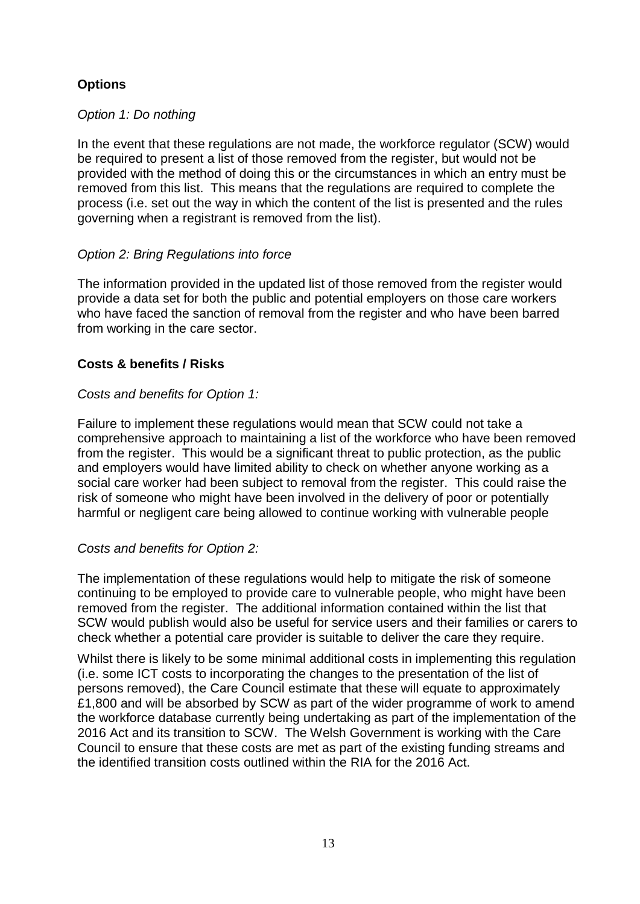**Options**

*Option 1: Do nothing*

In the event that these regulations are not made, the workforce regulator (SCW) would be required to present a list of those removed from the register, but would not be provided with the method of doing this or the circumstances in which an entry must be removed from this list. This means that the regulations are required to complete the process (i.e. set out the way in which the content of the list is presented and the rules governing when a registrant is removed from the list).

*Option 2: Bring Regulations into force*

The information provided in the updated list of those removed from the register would provide a data set for both the public and potential employers on those care workers who have faced the sanction of removal from the register and who have been barred from working in the care sector.

**Costs & benefits / Risks**

*Costs and benefits for Option 1:*

Failure to implement these regulations would mean that SCW could not take a comprehensive approach to maintaining a list of the workforce who have been removed from the register. This would be a significant threat to public protection, as the public and employers would have limited ability to check on whether anyone working as a social care worker had been subject to removal from the register. This could raise the risk of someone who might have been involved in the delivery of poor or potentially harmful or negligent care being allowed to continue working with vulnerable people

*Costs and benefits for Option 2:*

The implementation of these regulations would help to mitigate the risk of someone continuing to be employed to provide care to vulnerable people, who might have been removed from the register. The additional information contained within the list that SCW would publish would also be useful for service users and their families or carers to check whether a potential care provider is suitable to deliver the care they require.

Whilst there is likely to be some minimal additional costs in implementing this regulation (i.e. some ICT costs to incorporating the changes to the presentation of the list of persons removed), the Care Council estimate that these will equate to approximately £1,800 and will be absorbed by SCW as part of the wider programme of work to amend the workforce database currently being undertaking as part of the implementation of the 2016 Act and its transition to SCW. The Welsh Government is working with the Care Council to ensure that these costs are met as part of the existing funding streams and the identified transition costs outlined within the RIA for the 2016 Act.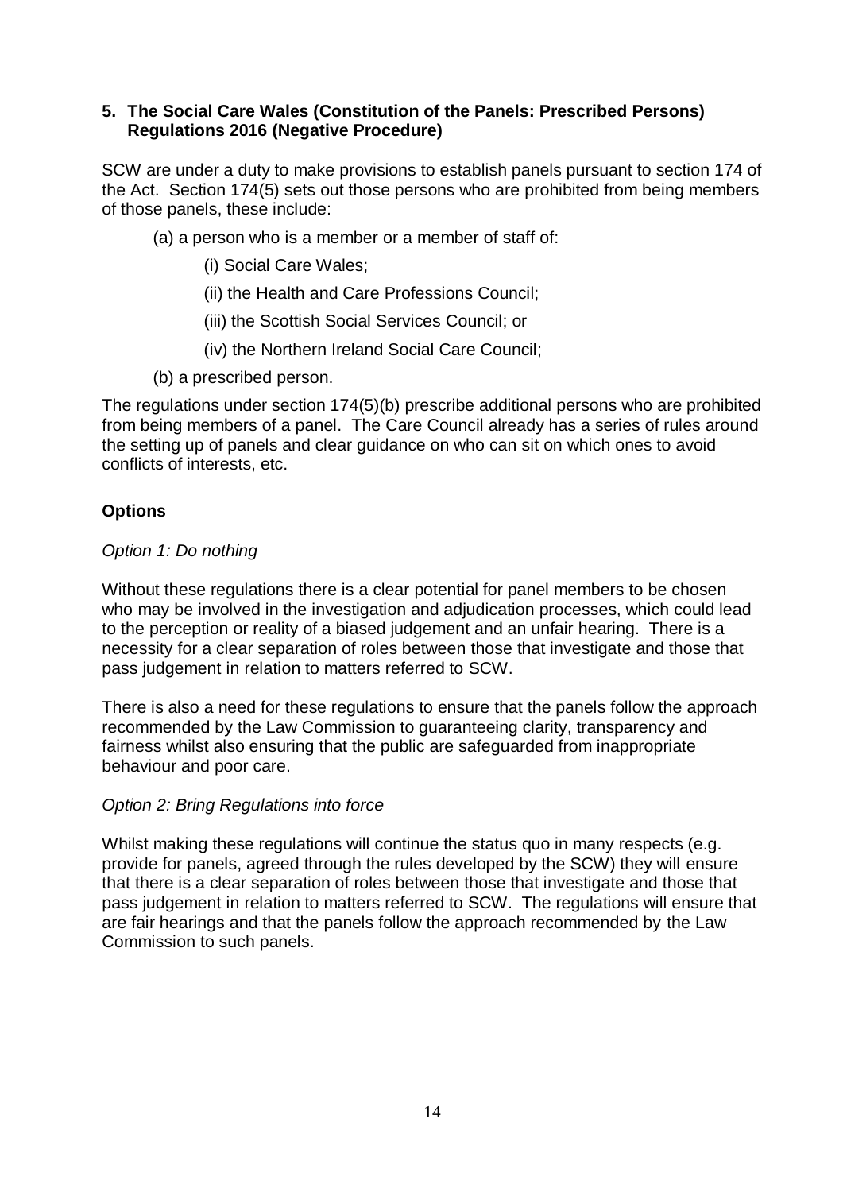## 5. The Social Care Wales (Constitution of the Panels: Prescribed Persons) Regulations 2016 (Negative Procedure)

SCW are under a duty to make provisions to establish panels pursuant to section 174 of the Act. Section 174(5) sets out those persons who are prohibited from being members of those panels, these include:

(a) a person who is a member or a member of staff of:

(i) Social Care Wales;

(ii) the Health and Care Professions Council;

(iii) the Scottish Social Services Council; or

(iv) the Northern Ireland Social Care Council;

(b) a prescribed person.

The regulations under section 174(5)(b) prescribe additional persons who are prohibited from being members of a panel. The Care Council already has a series of rules around the setting up of panels and clear guidance on who can sit on which ones to avoid conflicts of interests, etc.

### Options

*Option 1: Do nothing*

Without these regulations there is a clear potential for panel members to be chosen who may be involved in the investigation and adjudication processes, which could lead to the perception or reality of a biased judgement and an unfair hearing. There is a necessity for a clear separation of roles between those that investigate and those that pass judgement in relation to matters referred to SCW.

There is also a need for these regulations to ensure that the panels follow the approach recommended by the Law Commission to guaranteeing clarity, transparency and fairness whilst also ensuring that the public are safeguarded from inappropriate behaviour and poor care.

*Option 2: Bring Regulations into force*

Whilst making these regulations will continue the status quo in many respects (e.g. provide for panels, agreed through the rules developed by the SCW) they will ensure that there is a clear separation of roles between those that investigate and those that pass judgement in relation to matters referred to SCW. The regulations will ensure that are fair hearings and that the panels follow the approach recommended by the Law Commission to such panels.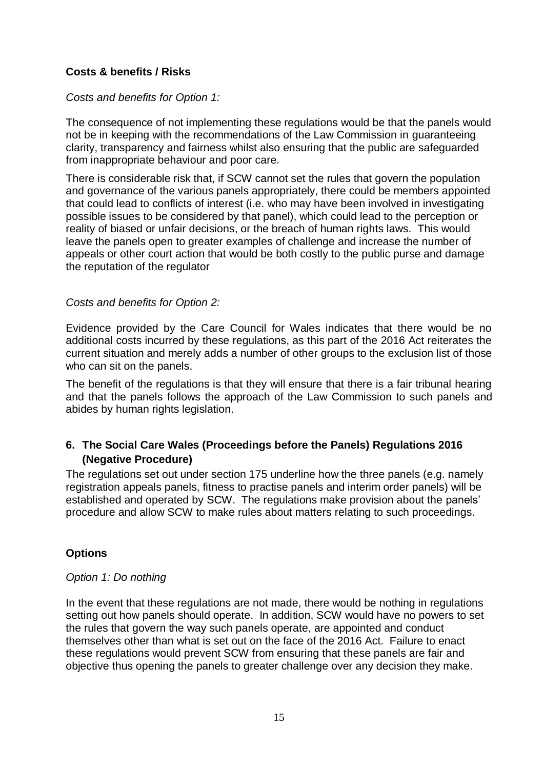**Costs & benefits / Risks**

*Costs and benefits for Option 1:*

The consequence of not implementing these regulations would be that the panels would not be in keeping with the recommendations of the Law Commission in guaranteeing clarity, transparency and fairness whilst also ensuring that the public are safeguarded from inappropriate behaviour and poor care.

There is considerable risk that, if SCW cannot set the rules that govern the population and governance of the various panels appropriately, there could be members appointed that could lead to conflicts of interest (i.e. who may have been involved in investigating possible issues to be considered by that panel), which could lead to the perception or reality of biased or unfair decisions, or the breach of human rights laws. This would leave the panels open to greater examples of challenge and increase the number of appeals or other court action that would be both costly to the public purse and damage the reputation of the regulator

*Costs and benefits for Option 2:*

Evidence provided by the Care Council for Wales indicates that there would be no additional costs incurred by these regulations, as this part of the 2016 Act reiterates the current situation and merely adds a number of other groups to the exclusion list of those who can sit on the panels.

The benefit of the regulations is that they will ensure that there is a fair tribunal hearing and that the panels follows the approach of the Law Commission to such panels and abides by human rights legislation.

## 6. The Social Care Wales (Proceedings before the Panels) Regulations 2016 (Negative Procedure)

The regulations set out under section 175 underline how the three panels (e.g. namely registration appeals panels, fitness to practise panels and interim order panels) will be established and operated by SCW. The regulations make provision about the panels' procedure and allow SCW to make rules about matters relating to such proceedings.

**Options**

*Option 1: Do nothing*

In the event that these regulations are not made, there would be nothing in regulations setting out how panels should operate. In addition, SCW would have no powers to set the rules that govern the way such panels operate, are appointed and conduct themselves other than what is set out on the face of the 2016 Act. Failure to enact these regulations would prevent SCW from ensuring that these panels are fair and objective thus opening the panels to greater challenge over any decision they make.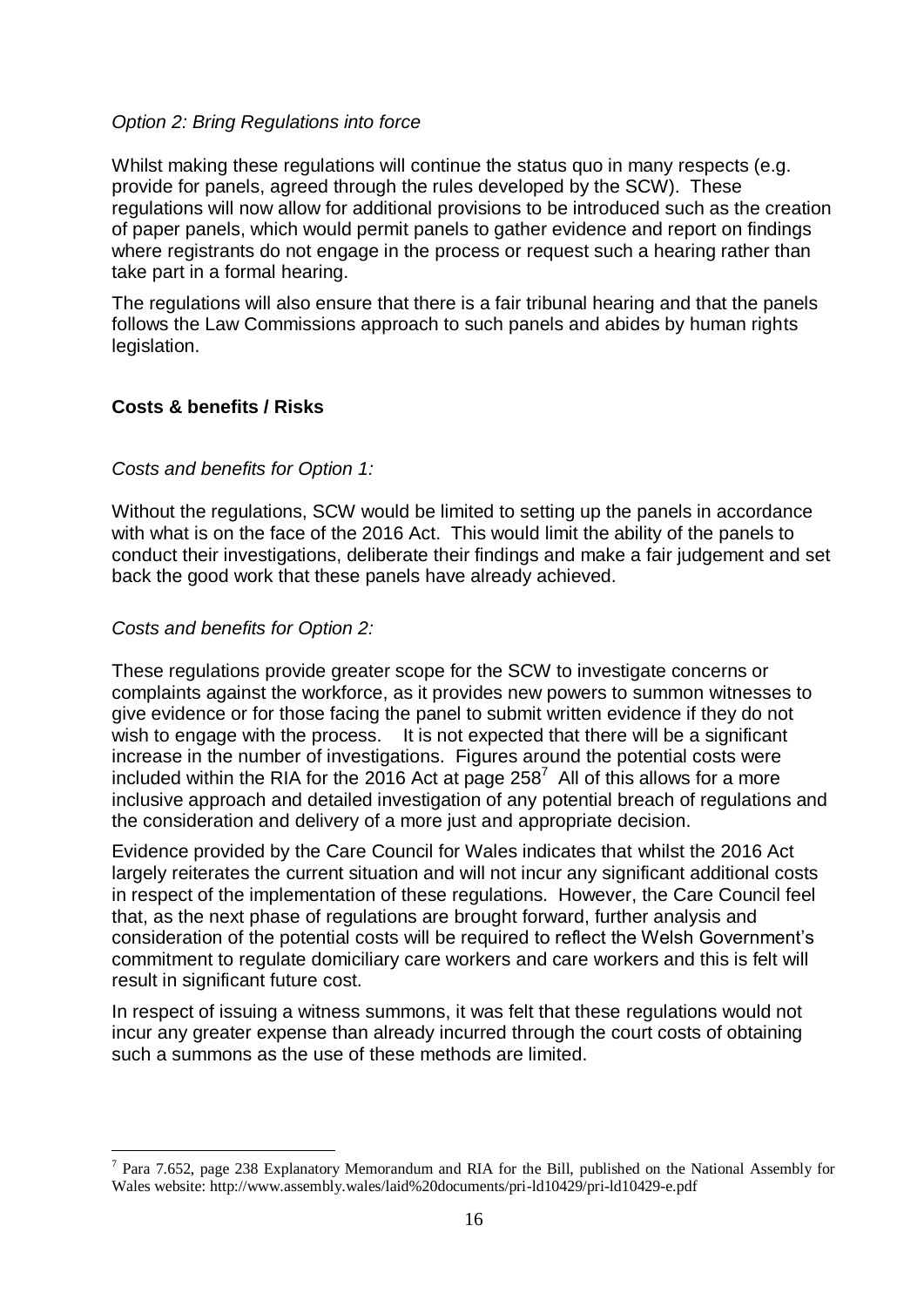*Option 2: Bring Regulations into force*

Whilst making these regulations will continue the status quo in many respects (e.g. provide for panels, agreed through the rules developed by the SCW). These regulations will now allow for additional provisions to be introduced such as the creation of paper panels, which would permit panels to gather evidence and report on findings where registrants do not engage in the process or request such a hearing rather than take part in a formal hearing.

The regulations will also ensure that there is a fair tribunal hearing and that the panels follows the Law Commissions approach to such panels and abides by human rights legislation.

**Costs & benefits / Risks**

*Costs and benefits for Option 1:*

Without the regulations, SCW would be limited to setting up the panels in accordance with what is on the face of the 2016 Act. This would limit the ability of the panels to conduct their investigations, deliberate their findings and make a fair judgement and set back the good work that these panels have already achieved.

*Costs and benefits for Option 2:*

These regulations provide greater scope for the SCW to investigate concerns or complaints against the workforce, as it provides new powers to summon witnesses to give evidence or for those facing the panel to submit written evidence if they do not wish to engage with the process. It is not expected that there will be a significant increase in the number of investigations. Figures around the potential costs were included within the RIA for the 2016 Act at page 258[7] All of this allows for a more inclusive approach and detailed investigation of any potential breach of regulations and the consideration and delivery of a more just and appropriate decision.

Evidence provided by the Care Council for Wales indicates that whilst the 2016 Act largely reiterates the current situation and will not incur any significant additional costs in respect of the implementation of these regulations. However, the Care Council feel that, as the next phase of regulations are brought forward, further analysis and consideration of the potential costs will be required to reflect the Welsh Government's commitment to regulate domiciliary care workers and care workers and this is felt will result in significant future cost.

In respect of issuing a witness summons, it was felt that these regulations would not incur any greater expense than already incurred through the court costs of obtaining such a summons as the use of these methods are limited.

[7] Para 7.652, page 238 Explanatory Memorandum and RIA for the Bill, published on the National Assembly for Wales website: http://www.assembly.wales/laid%20documents/pri-ld10429/pri-ld10429-e.pdf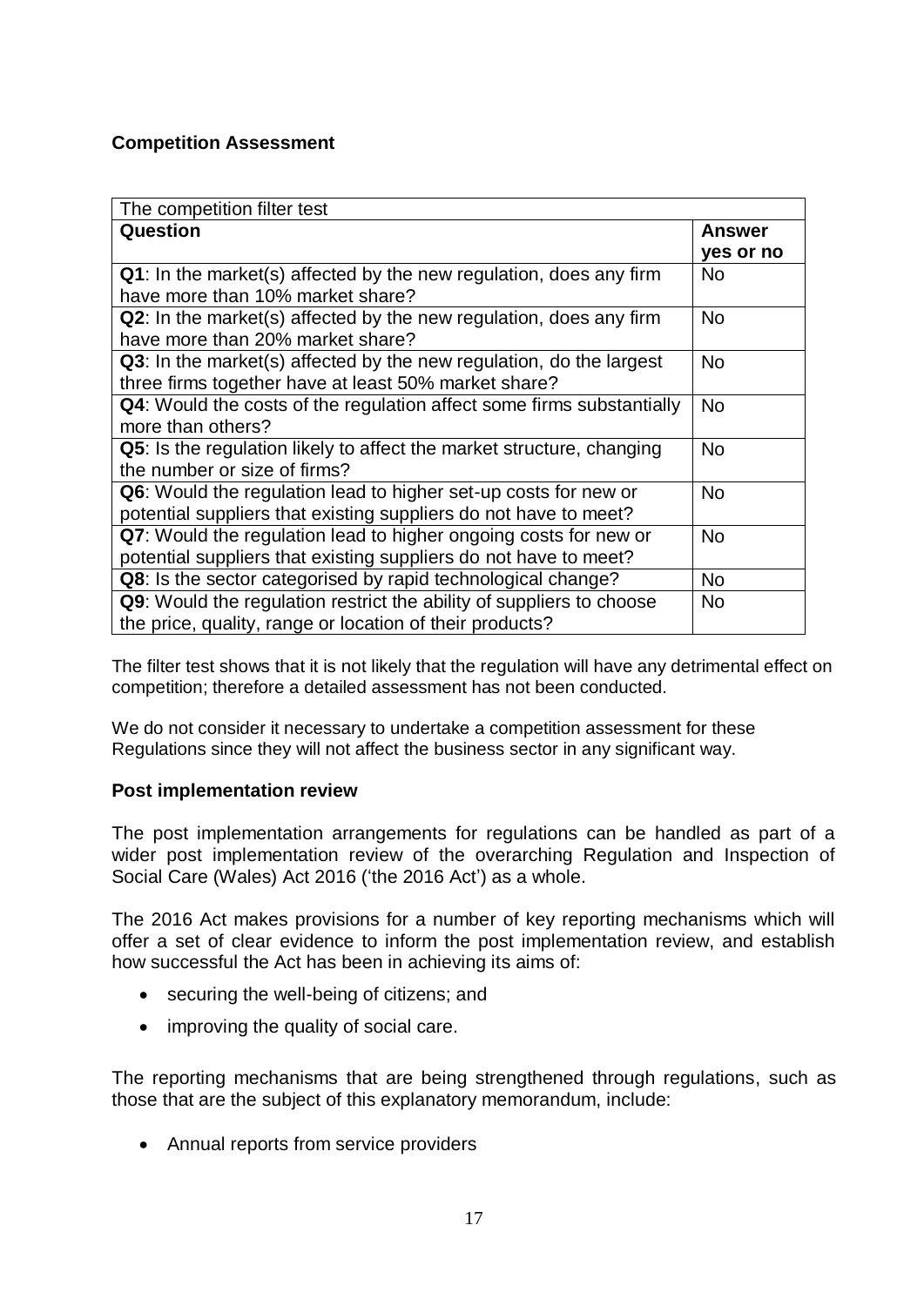**Competition Assessment**

| The competition filter test | |
|---|---|
| **Question** | **Answer yes or no** |
| **Q1**: In the market(s) affected by the new regulation, does any firm have more than 10% market share? | No |
| **Q2**: In the market(s) affected by the new regulation, does any firm have more than 20% market share? | No |
| **Q3**: In the market(s) affected by the new regulation, do the largest three firms together have at least 50% market share? | No |
| **Q4**: Would the costs of the regulation affect some firms substantially more than others? | No |
| **Q5**: Is the regulation likely to affect the market structure, changing the number or size of firms? | No |
| **Q6**: Would the regulation lead to higher set-up costs for new or potential suppliers that existing suppliers do not have to meet? | No |
| **Q7**: Would the regulation lead to higher ongoing costs for new or potential suppliers that existing suppliers do not have to meet? | No |
| **Q8**: Is the sector categorised by rapid technological change? | No |
| **Q9**: Would the regulation restrict the ability of suppliers to choose the price, quality, range or location of their products? | No |

The filter test shows that it is not likely that the regulation will have any detrimental effect on competition; therefore a detailed assessment has not been conducted.

We do not consider it necessary to undertake a competition assessment for these Regulations since they will not affect the business sector in any significant way.

**Post implementation review**

The post implementation arrangements for regulations can be handled as part of a wider post implementation review of the overarching Regulation and Inspection of Social Care (Wales) Act 2016 ('the 2016 Act') as a whole.

The 2016 Act makes provisions for a number of key reporting mechanisms which will offer a set of clear evidence to inform the post implementation review, and establish how successful the Act has been in achieving its aims of:

- securing the well-being of citizens; and
- improving the quality of social care.

The reporting mechanisms that are being strengthened through regulations, such as those that are the subject of this explanatory memorandum, include:

- Annual reports from service providers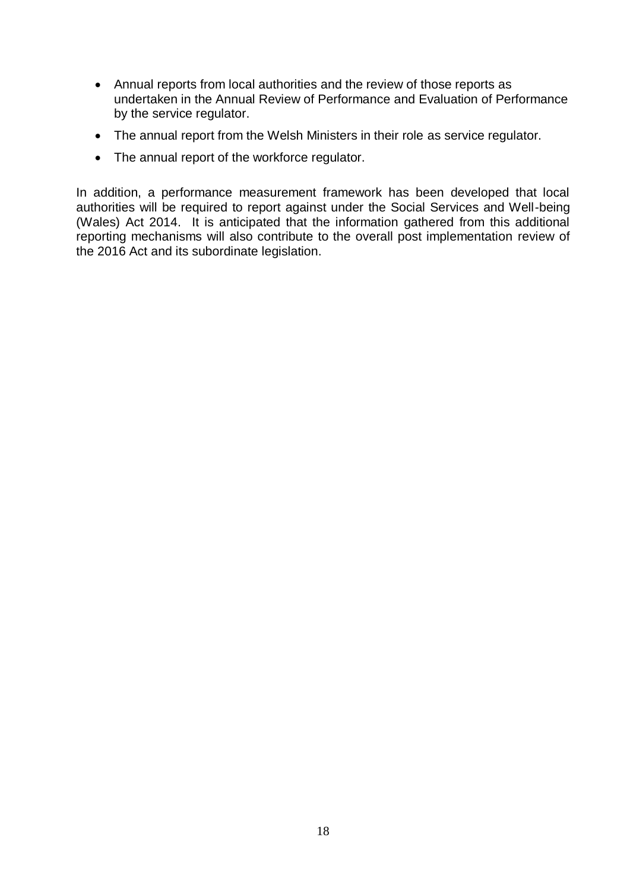- Annual reports from local authorities and the review of those reports as undertaken in the Annual Review of Performance and Evaluation of Performance by the service regulator.
- The annual report from the Welsh Ministers in their role as service regulator.
- The annual report of the workforce regulator.

In addition, a performance measurement framework has been developed that local authorities will be required to report against under the Social Services and Well-being (Wales) Act 2014. It is anticipated that the information gathered from this additional reporting mechanisms will also contribute to the overall post implementation review of the 2016 Act and its subordinate legislation.